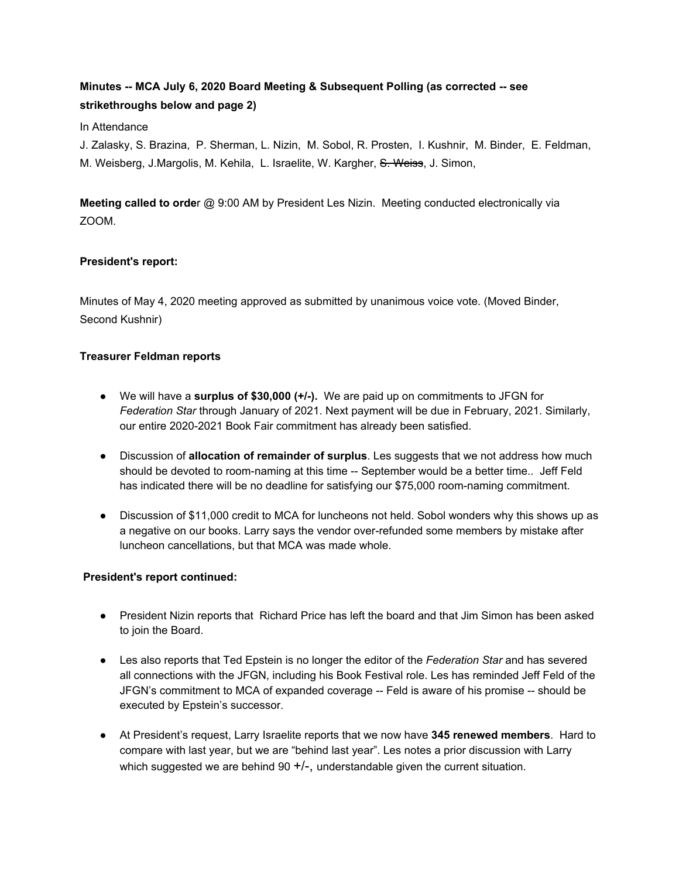**Minutes -- MCA July 6, 2020 Board Meeting & Subsequent Polling (as corrected -- see strikethroughs below and page 2)**

In Attendance

J. Zalasky, S. Brazina, P. Sherman, L. Nizin, M. Sobol, R. Prosten, I. Kushnir, M. Binder, E. Feldman, M. Weisberg, J.Margolis, M. Kehila, L. Israelite, W. Kargher, ~~S. Weiss~~, J. Simon,

**Meeting called to orde**r @ 9:00 AM by President Les Nizin. Meeting conducted electronically via ZOOM.

**President's report:**

Minutes of May 4, 2020 meeting approved as submitted by unanimous voice vote. (Moved Binder, Second Kushnir)

**Treasurer Feldman reports**

- We will have a **surplus of $30,000 (+/-).** We are paid up on commitments to JFGN for *Federation Star* through January of 2021. Next payment will be due in February, 2021. Similarly, our entire 2020-2021 Book Fair commitment has already been satisfied.
- Discussion of **allocation of remainder of surplus**. Les suggests that we not address how much should be devoted to room-naming at this time -- September would be a better time.. Jeff Feld has indicated there will be no deadline for satisfying our $75,000 room-naming commitment.
- Discussion of $11,000 credit to MCA for luncheons not held. Sobol wonders why this shows up as a negative on our books. Larry says the vendor over-refunded some members by mistake after luncheon cancellations, but that MCA was made whole.

**President's report continued:**

- President Nizin reports that Richard Price has left the board and that Jim Simon has been asked to join the Board.
- Les also reports that Ted Epstein is no longer the editor of the *Federation Star* and has severed all connections with the JFGN, including his Book Festival role. Les has reminded Jeff Feld of the JFGN's commitment to MCA of expanded coverage -- Feld is aware of his promise -- should be executed by Epstein's successor.
- At President's request, Larry Israelite reports that we now have **345 renewed members**. Hard to compare with last year, but we are "behind last year". Les notes a prior discussion with Larry which suggested we are behind 90 +/-, understandable given the current situation.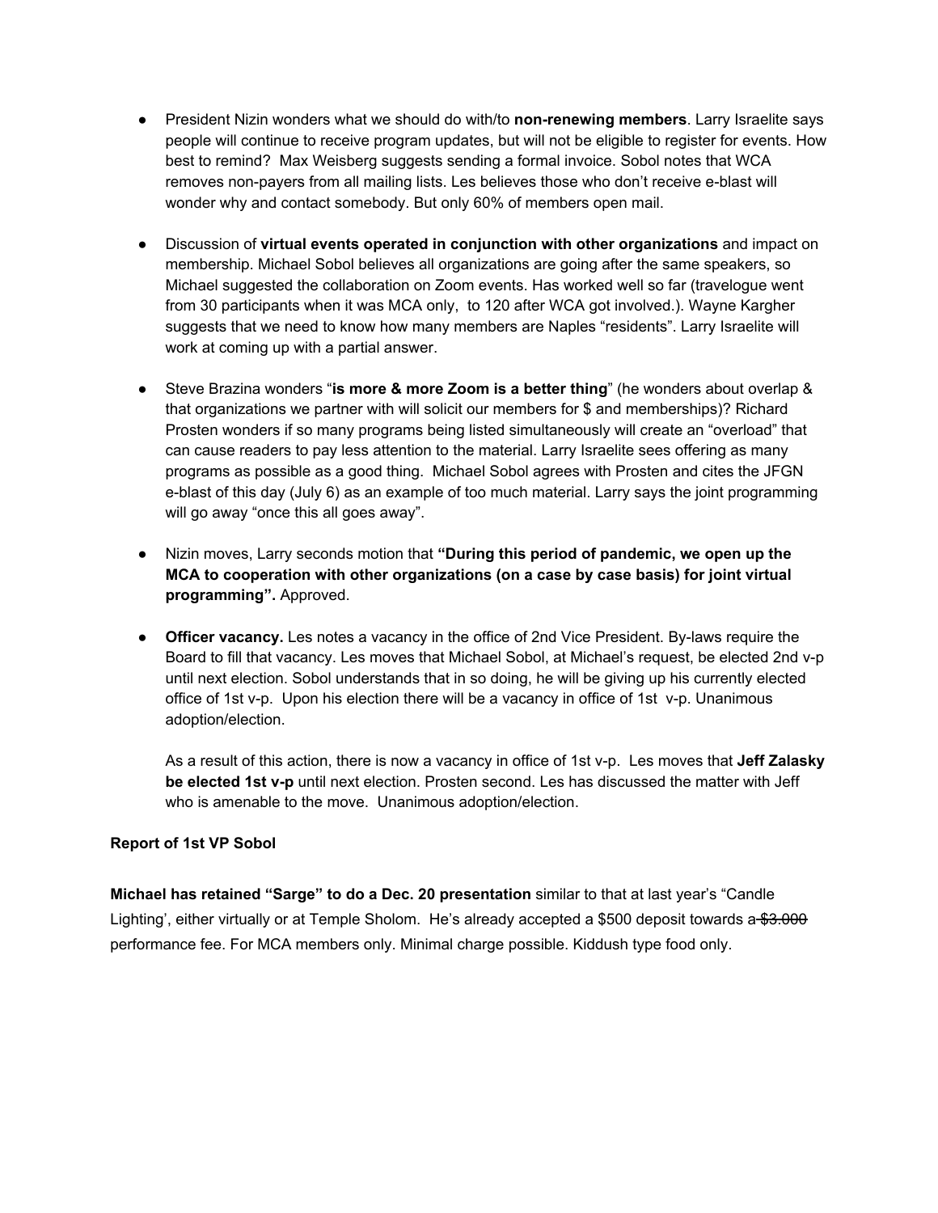- President Nizin wonders what we should do with/to **non-renewing members**. Larry Israelite says people will continue to receive program updates, but will not be eligible to register for events. How best to remind? Max Weisberg suggests sending a formal invoice. Sobol notes that WCA removes non-payers from all mailing lists. Les believes those who don't receive e-blast will wonder why and contact somebody. But only 60% of members open mail.

- Discussion of **virtual events operated in conjunction with other organizations** and impact on membership. Michael Sobol believes all organizations are going after the same speakers, so Michael suggested the collaboration on Zoom events. Has worked well so far (travelogue went from 30 participants when it was MCA only, to 120 after WCA got involved.). Wayne Kargher suggests that we need to know how many members are Naples "residents". Larry Israelite will work at coming up with a partial answer.

- Steve Brazina wonders "**is more & more Zoom is a better thing**" (he wonders about overlap & that organizations we partner with will solicit our members for $ and memberships)? Richard Prosten wonders if so many programs being listed simultaneously will create an "overload" that can cause readers to pay less attention to the material. Larry Israelite sees offering as many programs as possible as a good thing. Michael Sobol agrees with Prosten and cites the JFGN e-blast of this day (July 6) as an example of too much material. Larry says the joint programming will go away "once this all goes away".

- Nizin moves, Larry seconds motion that **"During this period of pandemic, we open up the MCA to cooperation with other organizations (on a case by case basis) for joint virtual programming".** Approved.

- **Officer vacancy.** Les notes a vacancy in the office of 2nd Vice President. By-laws require the Board to fill that vacancy. Les moves that Michael Sobol, at Michael's request, be elected 2nd v-p until next election. Sobol understands that in so doing, he will be giving up his currently elected office of 1st v-p. Upon his election there will be a vacancy in office of 1st v-p. Unanimous adoption/election.

  As a result of this action, there is now a vacancy in office of 1st v-p. Les moves that **Jeff Zalasky be elected 1st v-p** until next election. Prosten second. Les has discussed the matter with Jeff who is amenable to the move. Unanimous adoption/election.

**Report of 1st VP Sobol**

**Michael has retained "Sarge" to do a Dec. 20 presentation** similar to that at last year's "Candle Lighting', either virtually or at Temple Sholom. He's already accepted a $500 deposit towards ~~a $3.000~~ performance fee. For MCA members only. Minimal charge possible. Kiddush type food only.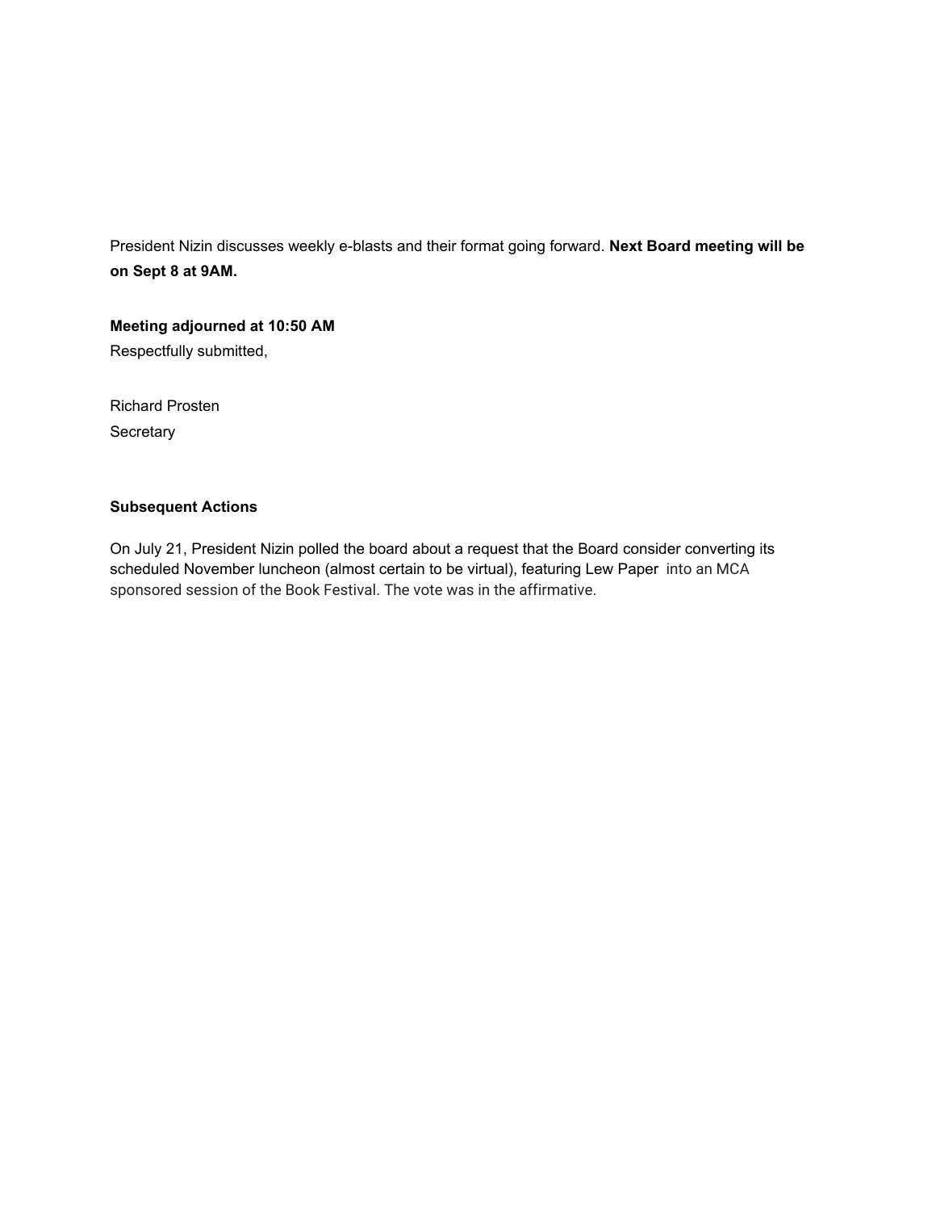President Nizin discusses weekly e-blasts and their format going forward. **Next Board meeting will be on Sept 8 at 9AM.**

**Meeting adjourned at 10:50 AM**
Respectfully submitted,

Richard Prosten
Secretary

**Subsequent Actions**

On July 21, President Nizin polled the board about a request that the Board consider converting its scheduled November luncheon (almost certain to be virtual), featuring Lew Paper into an MCA sponsored session of the Book Festival. The vote was in the affirmative.